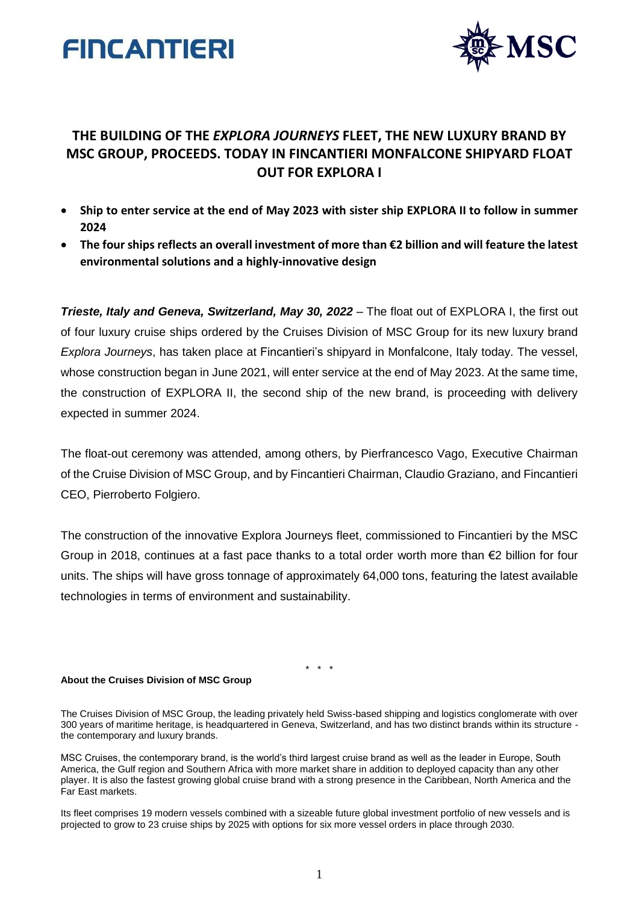FINCANTIERI

MSC

# THE BUILDING OF THE *EXPLORA JOURNEYS* FLEET, THE NEW LUXURY BRAND BY MSC GROUP, PROCEEDS. TODAY IN FINCANTIERI MONFALCONE SHIPYARD FLOAT OUT FOR EXPLORA I

- **Ship to enter service at the end of May 2023 with sister ship EXPLORA II to follow in summer 2024**
- **The four ships reflects an overall investment of more than €2 billion and will feature the latest environmental solutions and a highly-innovative design**

***Trieste, Italy and Geneva, Switzerland, May 30, 2022*** – The float out of EXPLORA I, the first out of four luxury cruise ships ordered by the Cruises Division of MSC Group for its new luxury brand *Explora Journeys*, has taken place at Fincantieri's shipyard in Monfalcone, Italy today. The vessel, whose construction began in June 2021, will enter service at the end of May 2023. At the same time, the construction of EXPLORA II, the second ship of the new brand, is proceeding with delivery expected in summer 2024.

The float-out ceremony was attended, among others, by Pierfrancesco Vago, Executive Chairman of the Cruise Division of MSC Group, and by Fincantieri Chairman, Claudio Graziano, and Fincantieri CEO, Pierroberto Folgiero.

The construction of the innovative Explora Journeys fleet, commissioned to Fincantieri by the MSC Group in 2018, continues at a fast pace thanks to a total order worth more than €2 billion for four units. The ships will have gross tonnage of approximately 64,000 tons, featuring the latest available technologies in terms of environment and sustainability.

\* \* \*

**About the Cruises Division of MSC Group**

The Cruises Division of MSC Group, the leading privately held Swiss-based shipping and logistics conglomerate with over 300 years of maritime heritage, is headquartered in Geneva, Switzerland, and has two distinct brands within its structure - the contemporary and luxury brands.

MSC Cruises, the contemporary brand, is the world's third largest cruise brand as well as the leader in Europe, South America, the Gulf region and Southern Africa with more market share in addition to deployed capacity than any other player. It is also the fastest growing global cruise brand with a strong presence in the Caribbean, North America and the Far East markets.

Its fleet comprises 19 modern vessels combined with a sizeable future global investment portfolio of new vessels and is projected to grow to 23 cruise ships by 2025 with options for six more vessel orders in place through 2030.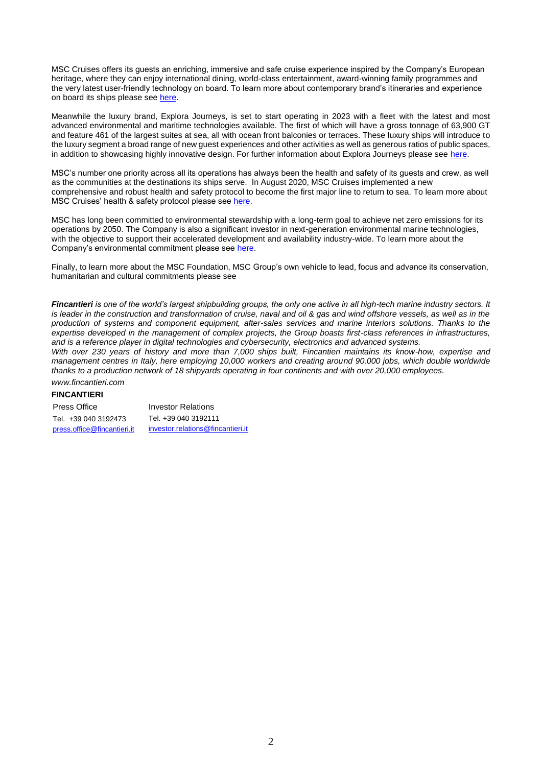MSC Cruises offers its guests an enriching, immersive and safe cruise experience inspired by the Company's European heritage, where they can enjoy international dining, world-class entertainment, award-winning family programmes and the very latest user-friendly technology on board. To learn more about contemporary brand's itineraries and experience on board its ships please see here.

Meanwhile the luxury brand, Explora Journeys, is set to start operating in 2023 with a fleet with the latest and most advanced environmental and maritime technologies available. The first of which will have a gross tonnage of 63,900 GT and feature 461 of the largest suites at sea, all with ocean front balconies or terraces. These luxury ships will introduce to the luxury segment a broad range of new guest experiences and other activities as well as generous ratios of public spaces, in addition to showcasing highly innovative design. For further information about Explora Journeys please see here.

MSC's number one priority across all its operations has always been the health and safety of its guests and crew, as well as the communities at the destinations its ships serve. In August 2020, MSC Cruises implemented a new comprehensive and robust health and safety protocol to become the first major line to return to sea. To learn more about MSC Cruises' health & safety protocol please see here.

MSC has long been committed to environmental stewardship with a long-term goal to achieve net zero emissions for its operations by 2050. The Company is also a significant investor in next-generation environmental marine technologies, with the objective to support their accelerated development and availability industry-wide. To learn more about the Company's environmental commitment please see here.

Finally, to learn more about the MSC Foundation, MSC Group's own vehicle to lead, focus and advance its conservation, humanitarian and cultural commitments please see

***Fincantieri*** *is one of the world's largest shipbuilding groups, the only one active in all high-tech marine industry sectors. It is leader in the construction and transformation of cruise, naval and oil & gas and wind offshore vessels, as well as in the production of systems and component equipment, after-sales services and marine interiors solutions. Thanks to the expertise developed in the management of complex projects, the Group boasts first-class references in infrastructures, and is a reference player in digital technologies and cybersecurity, electronics and advanced systems.*

*With over 230 years of history and more than 7,000 ships built, Fincantieri maintains its know-how, expertise and management centres in Italy, here employing 10,000 workers and creating around 90,000 jobs, which double worldwide thanks to a production network of 18 shipyards operating in four continents and with over 20,000 employees.*

*www.fincantieri.com*

**FINCANTIERI**

| Press Office | Investor Relations |
| --- | --- |
| Tel. +39 040 3192473 | Tel. +39 040 3192111 |
| press.office@fincantieri.it | investor.relations@fincantieri.it |